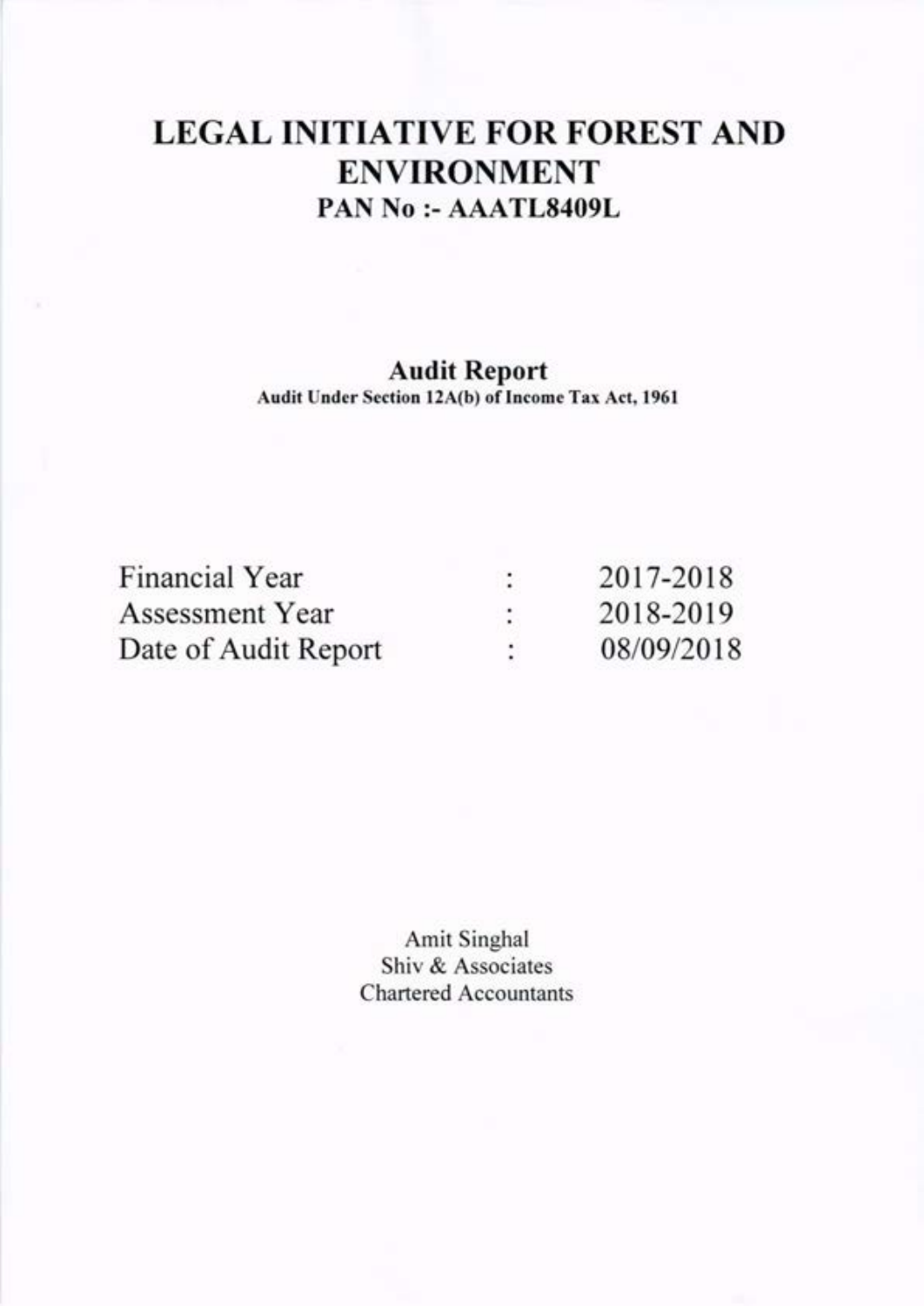# LEGAL INITIATIVE FOR FOREST AND ENVIRONMENT

## PAN No :- AAATL8409L

### Audit Report

**Audit Under Section 12A(b) of Income Tax Act, 1961**

| | | |
|---|---|---|
| Financial Year | : | 2017-2018 |
| Assessment Year | : | 2018-2019 |
| Date of Audit Report | : | 08/09/2018 |

Amit Singhal
Shiv & Associates
Chartered Accountants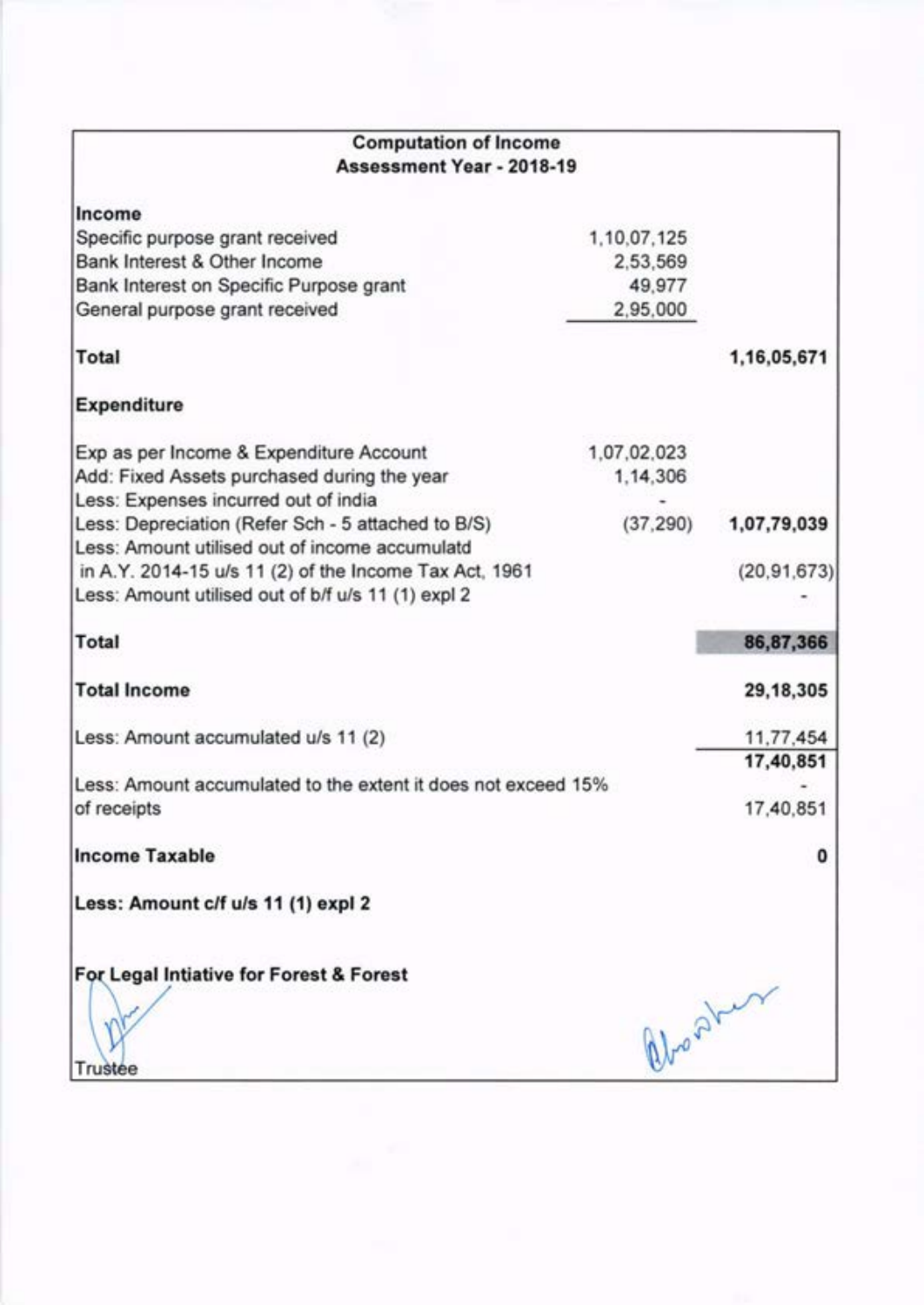## Computation of Income
### Assessment Year - 2018-19

| | | |
|---|---|---|
| **Income** | | |
| Specific purpose grant received | 1,10,07,125 | |
| Bank Interest & Other Income | 2,53,569 | |
| Bank Interest on Specific Purpose grant | 49,977 | |
| General purpose grant received | 2,95,000 | |
| **Total** | | **1,16,05,671** |
| **Expenditure** | | |
| Exp as per Income & Expenditure Account | 1,07,02,023 | |
| Add: Fixed Assets purchased during the year | 1,14,306 | |
| Less: Expenses incurred out of india | - | |
| Less: Depreciation (Refer Sch - 5 attached to B/S) | (37,290) | **1,07,79,039** |
| Less: Amount utilised out of income accumulatd in A.Y. 2014-15 u/s 11 (2) of the Income Tax Act, 1961 | | (20,91,673) |
| Less: Amount utilised out of b/f u/s 11 (1) expl 2 | | - |
| **Total** | | **86,87,366** |
| **Total Income** | | **29,18,305** |
| Less: Amount accumulated u/s 11 (2) | | 11,77,454 |
| | | **17,40,851** |
| Less: Amount accumulated to the extent it does not exceed 15% of receipts | | - |
| | | 17,40,851 |
| **Income Taxable** | | **0** |
| **Less: Amount c/f u/s 11 (1) expl 2** | | |

**For Legal Intiative for Forest & Forest**

Trustee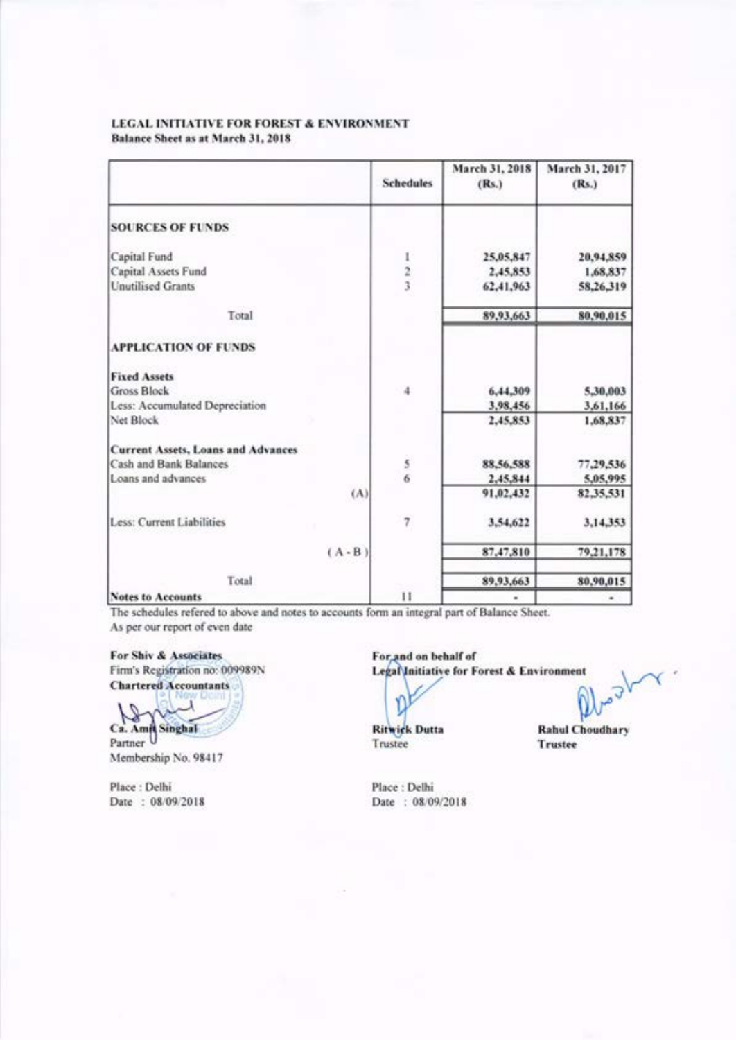**LEGAL INITIATIVE FOR FOREST & ENVIRONMENT**
**Balance Sheet as at March 31, 2018**

| | Schedules | March 31, 2018 (Rs.) | March 31, 2017 (Rs.) |
|---|---|---|---|
| **SOURCES OF FUNDS** | | | |
| Capital Fund | 1 | 25,05,847 | 20,94,859 |
| Capital Assets Fund | 2 | 2,45,853 | 1,68,837 |
| Unutilised Grants | 3 | 62,41,963 | 58,26,319 |
| Total | | 89,93,663 | 80,90,015 |
| **APPLICATION OF FUNDS** | | | |
| **Fixed Assets** | | | |
| Gross Block | 4 | 6,44,309 | 5,30,003 |
| Less: Accumulated Depreciation | | 3,98,456 | 3,61,166 |
| Net Block | | 2,45,853 | 1,68,837 |
| **Current Assets, Loans and Advances** | | | |
| Cash and Bank Balances | 5 | 88,56,588 | 77,29,536 |
| Loans and advances | 6 | 2,45,844 | 5,05,995 |
| (A) | | 91,02,432 | 82,35,531 |
| Less: Current Liabilities | 7 | 3,54,622 | 3,14,353 |
| (A - B) | | 87,47,810 | 79,21,178 |
| Total | | 89,93,663 | 80,90,015 |
| **Notes to Accounts** | 11 | - | - |

The schedules refered to above and notes to accounts form an integral part of Balance Sheet.
As per our report of even date

**For Shiv & Associates**
Firm's Registration no: 009989N
**Chartered Accountants**

**Ca. Amit Singhal**
Partner
Membership No. 98417

Place : Delhi
Date : 08/09/2018

**For and on behalf of**
**Legal Initiative for Forest & Environment**

**Ritwick Dutta**
Trustee

**Rahul Choudhary**
**Trustee**

Place : Delhi
Date : 08/09/2018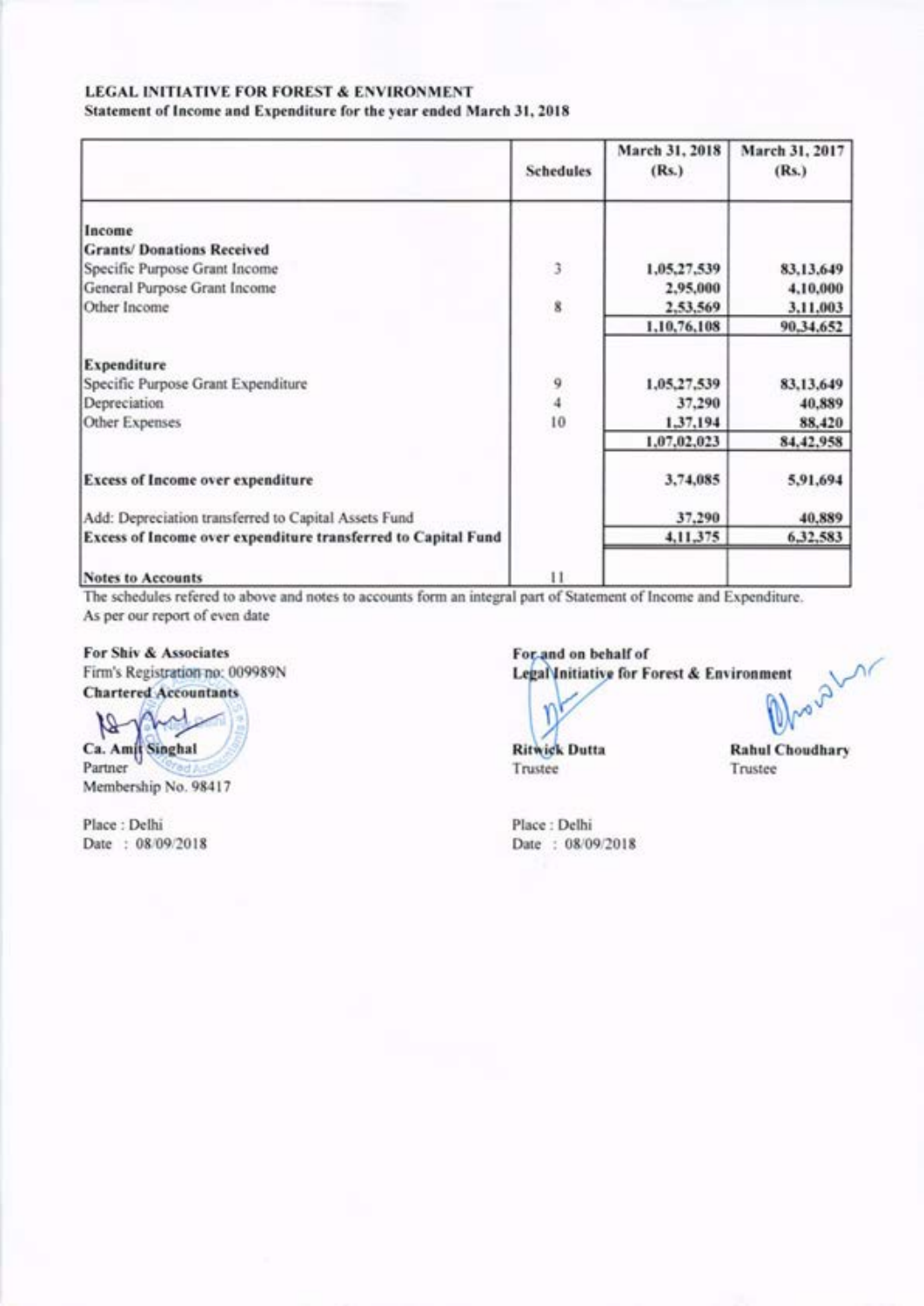**LEGAL INITIATIVE FOR FOREST & ENVIRONMENT**
**Statement of Income and Expenditure for the year ended March 31, 2018**

| | Schedules | March 31, 2018 (Rs.) | March 31, 2017 (Rs.) |
|---|---|---|---|
| **Income** | | | |
| **Grants/ Donations Received** | | | |
| Specific Purpose Grant Income | 3 | 1,05,27,539 | 83,13,649 |
| General Purpose Grant Income | | 2,95,000 | 4,10,000 |
| Other Income | 8 | 2,53,569 | 3,11,003 |
| | | 1,10,76,108 | 90,34,652 |
| **Expenditure** | | | |
| Specific Purpose Grant Expenditure | 9 | 1,05,27,539 | 83,13,649 |
| Depreciation | 4 | 37,290 | 40,889 |
| Other Expenses | 10 | 1,37,194 | 88,420 |
| | | 1,07,02,023 | 84,42,958 |
| **Excess of Income over expenditure** | | 3,74,085 | 5,91,694 |
| Add: Depreciation transferred to Capital Assets Fund | | 37,290 | 40,889 |
| **Excess of Income over expenditure transferred to Capital Fund** | | 4,11,375 | 6,32,583 |
| **Notes to Accounts** | 11 | | |

The schedules refered to above and notes to accounts form an integral part of Statement of Income and Expenditure.
As per our report of even date

**For Shiv & Associates**
Firm's Registration no: 009989N
**Chartered Accountants**

**Ca. Amit Singhal**
Partner
Membership No. 98417

Place : Delhi
Date : 08/09/2018

**For and on behalf of**
**Legal Initiative for Forest & Environment**

**Ritwick Dutta**
Trustee

**Rahul Choudhary**
Trustee

Place : Delhi
Date : 08/09/2018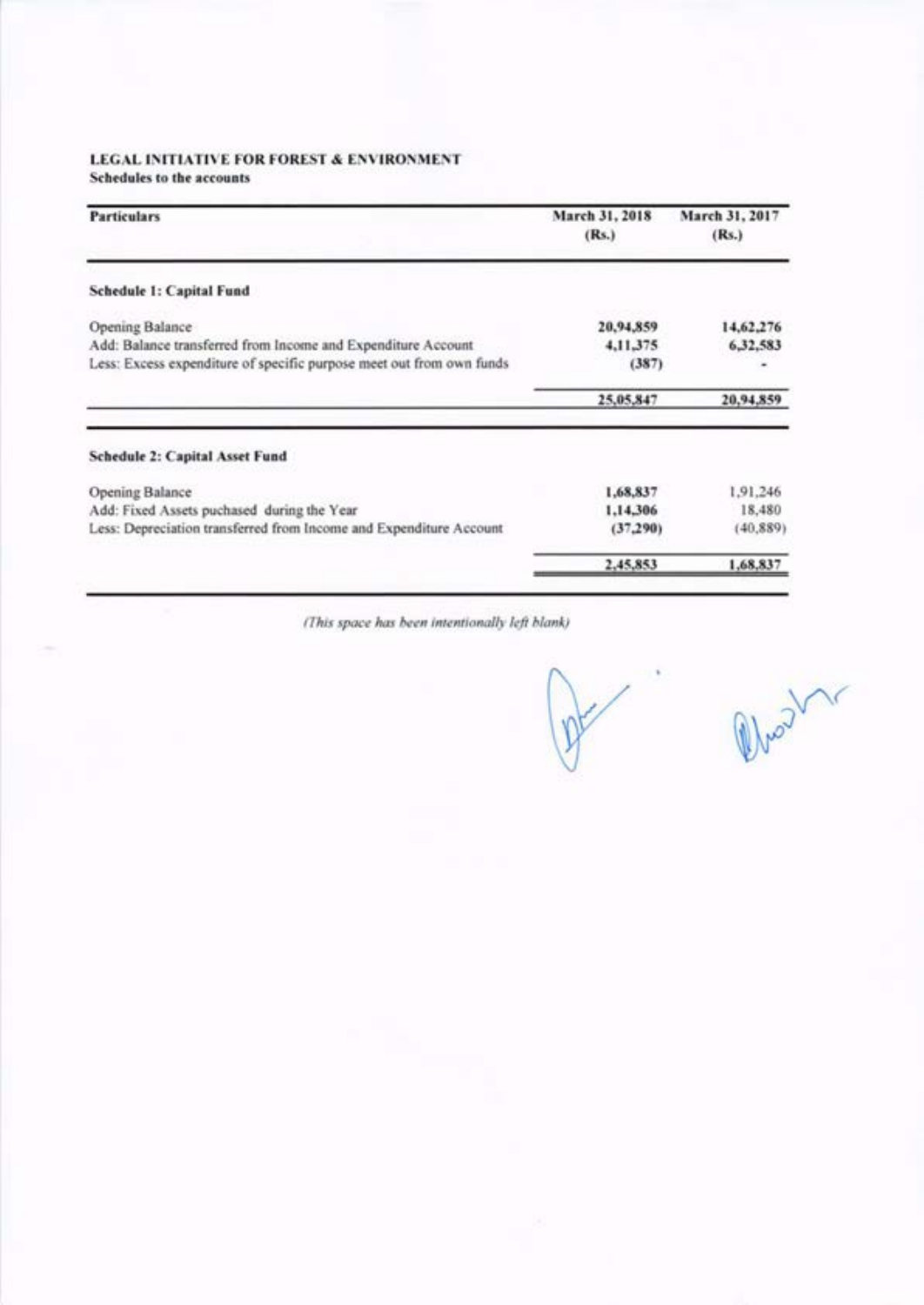**LEGAL INITIATIVE FOR FOREST & ENVIRONMENT**
**Schedules to the accounts**

| Particulars | March 31, 2018 (Rs.) | March 31, 2017 (Rs.) |
|---|---|---|
| **Schedule 1: Capital Fund** | | |
| Opening Balance | 20,94,859 | 14,62,276 |
| Add: Balance transferred from Income and Expenditure Account | 4,11,375 | 6,32,583 |
| Less: Excess expenditure of specific purpose meet out from own funds | (387) | - |
| | 25,05,847 | 20,94,859 |
| **Schedule 2: Capital Asset Fund** | | |
| Opening Balance | 1,68,837 | 1,91,246 |
| Add: Fixed Assets puchased during the Year | 1,14,306 | 18,480 |
| Less: Depreciation transferred from Income and Expenditure Account | (37,290) | (40,889) |
| | 2,45,853 | 1,68,837 |

*(This space has been intentionally left blank)*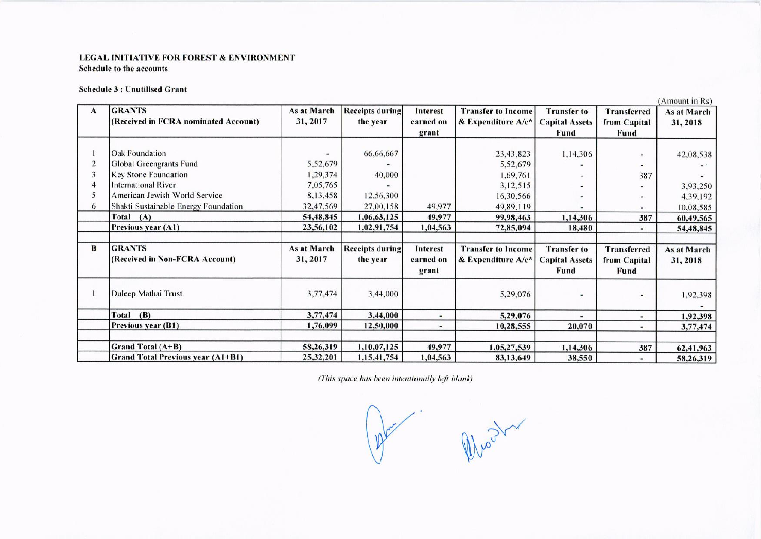**LEGAL INITIATIVE FOR FOREST & ENVIRONMENT**
**Schedule to the accounts**

**Schedule 3 : Unutilised Grant**

(Amount in Rs)

| A | GRANTS (Received in FCRA nominated Account) | As at March 31, 2017 | Receipts during the year | Interest earned on grant | Transfer to Income & Expenditure A/c* | Transfer to Capital Assets Fund | Transferred from Capital Fund | As at March 31, 2018 |
|---|---|---|---|---|---|---|---|---|
| 1 | Oak Foundation | - | 66,66,667 | | 23,43,823 | 1,14,306 | - | 42,08,538 |
| 2 | Global Greengrants Fund | 5,52,679 | - | | 5,52,679 | - | - | - |
| 3 | Key Stone Foundation | 1,29,374 | 40,000 | | 1,69,761 | - | 387 | - |
| 4 | International River | 7,05,765 | - | | 3,12,515 | - | - | 3,93,250 |
| 5 | American Jewish World Service | 8,13,458 | 12,56,300 | | 16,30,566 | - | - | 4,39,192 |
| 6 | Shakti Sustainable Energy Foundation | 32,47,569 | 27,00,158 | 49,977 | 49,89,119 | - | - | 10,08,585 |
| | **Total (A)** | **54,48,845** | **1,06,63,125** | **49,977** | **99,98,463** | **1,14,306** | **387** | **60,49,565** |
| | **Previous year (A1)** | **23,56,102** | **1,02,91,754** | **1,04,563** | **72,85,094** | **18,480** | **-** | **54,48,845** |
| | | | | | | | | |
| **B** | **GRANTS (Received in Non-FCRA Account)** | **As at March 31, 2017** | **Receipts during the year** | **Interest earned on grant** | **Transfer to Income & Expenditure A/c*** | **Transfer to Capital Assets Fund** | **Transferred from Capital Fund** | **As at March 31, 2018** |
| 1 | Duleep Mathai Trust | 3,77,474 | 3,44,000 | | 5,29,076 | - | - | 1,92,398 |
| | **Total (B)** | **3,77,474** | **3,44,000** | **-** | **5,29,076** | **-** | **-** | **1,92,398** |
| | **Previous year (B1)** | **1,76,099** | **12,50,000** | **-** | **10,28,555** | **20,070** | **-** | **3,77,474** |
| | | | | | | | | |
| | **Grand Total (A+B)** | **58,26,319** | **1,10,07,125** | **49,977** | **1,05,27,539** | **1,14,306** | **387** | **62,41,963** |
| | **Grand Total Previous year (A1+B1)** | **25,32,201** | **1,15,41,754** | **1,04,563** | **83,13,649** | **38,550** | **-** | **58,26,319** |

*(This space has been intentionally left blank)*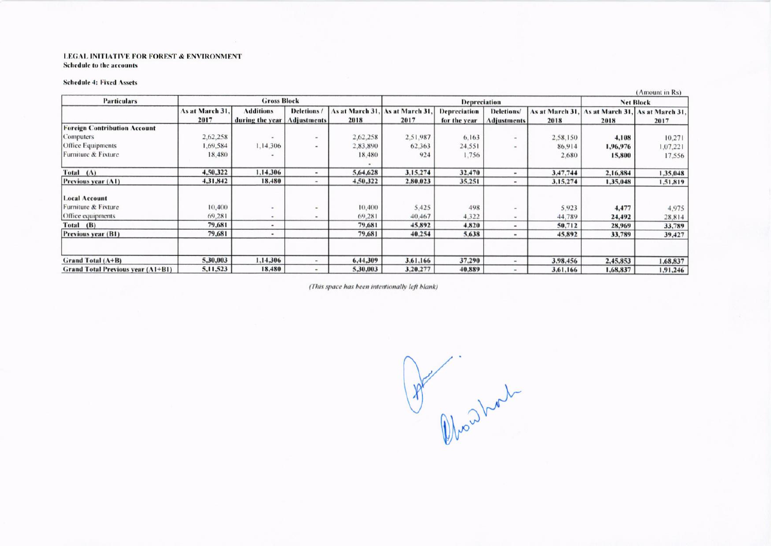LEGAL INITIATIVE FOR FOREST & ENVIRONMENT
Schedule to the accounts

Schedule 4: Fixed Assets

(Amount in Rs)

| Particulars | Gross Block | | | | Depreciation | | | | Net Block | |
|---|---|---|---|---|---|---|---|---|---|---|
| | As at March 31, 2017 | Additions during the year | Deletions / Adjustments | As at March 31, 2018 | As at March 31, 2017 | Depreciation for the year | Deletions/ Adjustments | As at March 31, 2018 | As at March 31, 2018 | As at March 31, 2017 |
| **Foreign Contribution Account** | | | | | | | | | | |
| Computers | 2,62,258 | - | - | 2,62,258 | 2,51,987 | 6,163 | - | 2,58,150 | **4,108** | 10,271 |
| Office Equipments | 1,69,584 | 1,14,306 | - | 2,83,890 | 62,363 | 24,551 | - | 86,914 | **1,96,976** | 1,07,221 |
| Furniture & Fixture | 18,480 | - | | 18,480 | 924 | 1,756 | | 2,680 | **15,800** | 17,556 |
| | | | | - | | | | | | |
| **Total (A)** | **4,50,322** | **1,14,306** | **-** | **5,64,628** | **3,15,274** | **32,470** | **-** | **3,47,744** | **2,16,884** | **1,35,048** |
| **Previous year (A1)** | **4,31,842** | **18,480** | **-** | **4,50,322** | **2,80,023** | **35,251** | **-** | **3,15,274** | **1,35,048** | **1,51,819** |
| **Local Account** | | | | | | | | | | |
| Furniture & Fixture | 10,400 | - | - | 10,400 | 5,425 | 498 | - | 5,923 | **4,477** | 4,975 |
| Office equipments | 69,281 | - | - | 69,281 | 40,467 | 4,322 | - | 44,789 | **24,492** | 28,814 |
| **Total (B)** | **79,681** | **-** | | **79,681** | **45,892** | **4,820** | **-** | **50,712** | **28,969** | **33,789** |
| **Previous year (B1)** | **79,681** | **-** | | **79,681** | **40,254** | **5,638** | **-** | **45,892** | **33,789** | **39,427** |
| | | | | | | | | | | |
| **Grand Total (A+B)** | **5,30,003** | **1,14,306** | **-** | **6,44,309** | **3,61,166** | **37,290** | **-** | **3,98,456** | **2,45,853** | **1,68,837** |
| **Grand Total Previous year (A1+B1)** | **5,11,523** | **18,480** | **-** | **5,30,003** | **3,20,277** | **40,889** | **-** | **3,61,166** | **1,68,837** | **1,91,246** |

*(This space has been intentionally left blank)*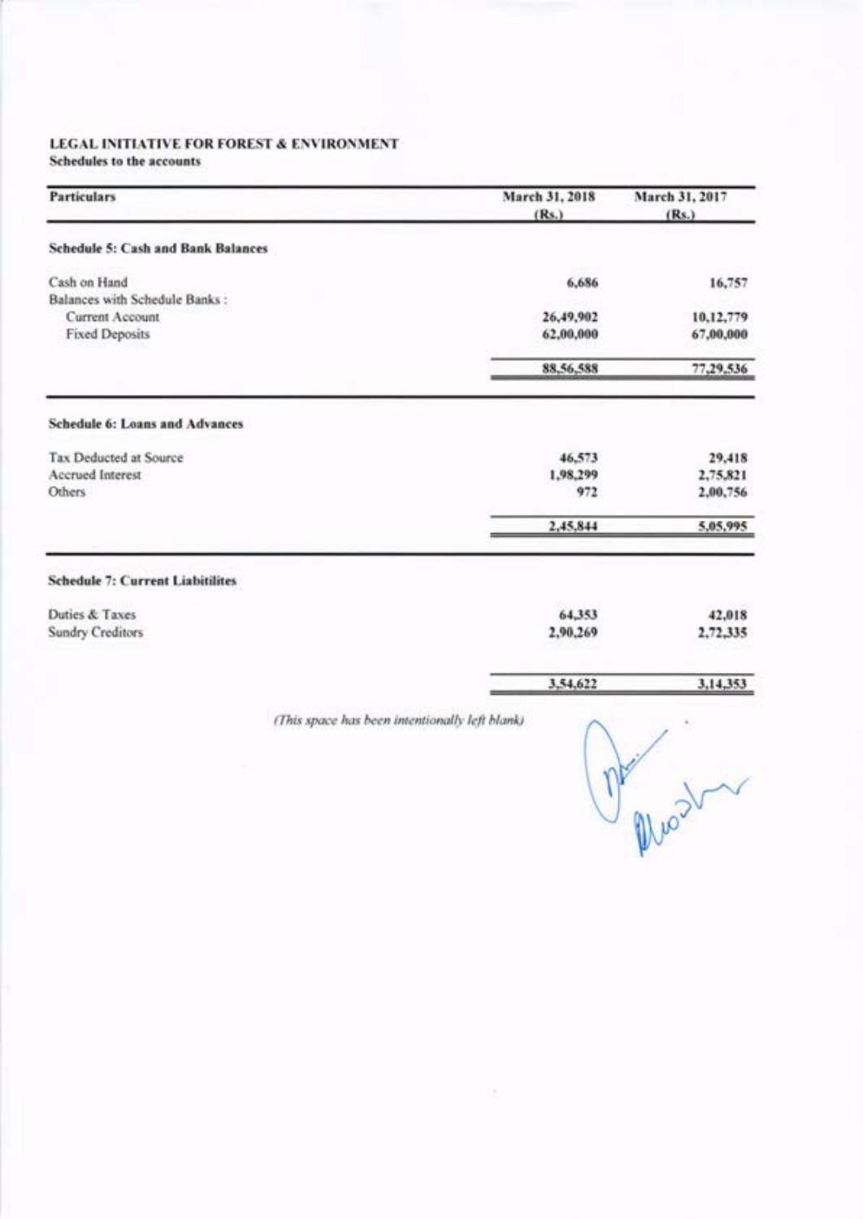**LEGAL INITIATIVE FOR FOREST & ENVIRONMENT**
**Schedules to the accounts**

| Particulars | March 31, 2018 (Rs.) | March 31, 2017 (Rs.) |
|---|---|---|
| **Schedule 5: Cash and Bank Balances** | | |
| Cash on Hand | 6,686 | 16,757 |
| Balances with Schedule Banks : | | |
| Current Account | 26,49,902 | 10,12,779 |
| Fixed Deposits | 62,00,000 | 67,00,000 |
| | 88,56,588 | 77,29,536 |
| **Schedule 6: Loans and Advances** | | |
| Tax Deducted at Source | 46,573 | 29,418 |
| Accrued Interest | 1,98,299 | 2,75,821 |
| Others | 972 | 2,00,756 |
| | 2,45,844 | 5,05,995 |
| **Schedule 7: Current Liabitilites** | | |
| Duties & Taxes | 64,353 | 42,018 |
| Sundry Creditors | 2,90,269 | 2,72,335 |
| | 3,54,622 | 3,14,353 |

*(This space has been intentionally left blank)*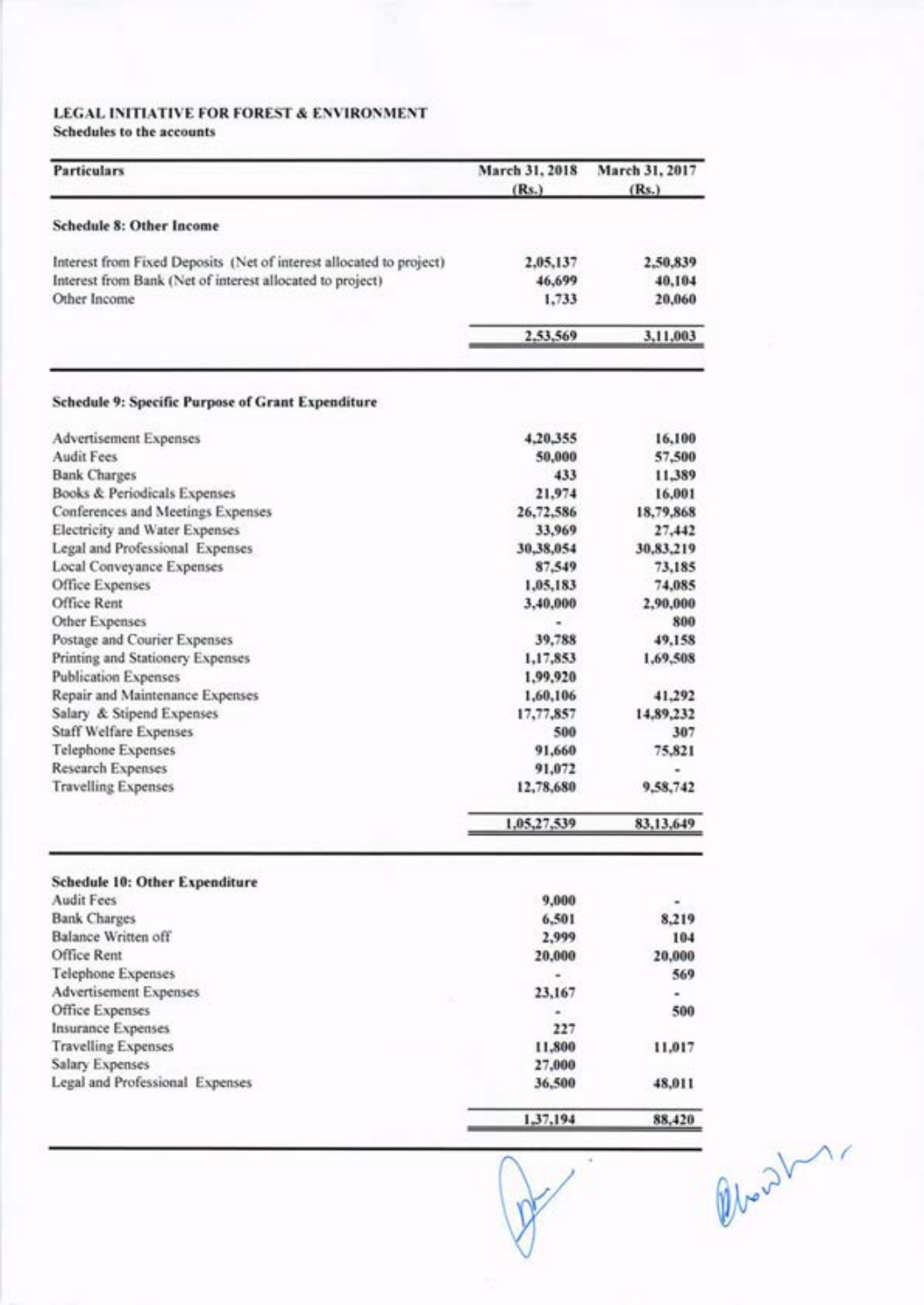**LEGAL INITIATIVE FOR FOREST & ENVIRONMENT**
**Schedules to the accounts**

| Particulars | March 31, 2018 (Rs.) | March 31, 2017 (Rs.) |
|---|---|---|
| **Schedule 8: Other Income** | | |
| Interest from Fixed Deposits (Net of interest allocated to project) | 2,05,137 | 2,50,839 |
| Interest from Bank (Net of interest allocated to project) | 46,699 | 40,104 |
| Other Income | 1,733 | 20,060 |
| | 2,53,569 | 3,11,003 |
| **Schedule 9: Specific Purpose of Grant Expenditure** | | |
| Advertisement Expenses | 4,20,355 | 16,100 |
| Audit Fees | 50,000 | 57,500 |
| Bank Charges | 433 | 11,389 |
| Books & Periodicals Expenses | 21,974 | 16,001 |
| Conferences and Meetings Expenses | 26,72,586 | 18,79,868 |
| Electricity and Water Expenses | 33,969 | 27,442 |
| Legal and Professional Expenses | 30,38,054 | 30,83,219 |
| Local Conveyance Expenses | 87,549 | 73,185 |
| Office Expenses | 1,05,183 | 74,085 |
| Office Rent | 3,40,000 | 2,90,000 |
| Other Expenses | - | 800 |
| Postage and Courier Expenses | 39,788 | 49,158 |
| Printing and Stationery Expenses | 1,17,853 | 1,69,508 |
| Publication Expenses | 1,99,920 | |
| Repair and Maintenance Expenses | 1,60,106 | 41,292 |
| Salary & Stipend Expenses | 17,77,857 | 14,89,232 |
| Staff Welfare Expenses | 500 | 307 |
| Telephone Expenses | 91,660 | 75,821 |
| Research Expenses | 91,072 | - |
| Travelling Expenses | 12,78,680 | 9,58,742 |
| | 1,05,27,539 | 83,13,649 |
| **Schedule 10: Other Expenditure** | | |
| Audit Fees | 9,000 | - |
| Bank Charges | 6,501 | 8,219 |
| Balance Written off | 2,999 | 104 |
| Office Rent | 20,000 | 20,000 |
| Telephone Expenses | - | 569 |
| Advertisement Expenses | 23,167 | - |
| Office Expenses | - | 500 |
| Insurance Expenses | 227 | |
| Travelling Expenses | 11,800 | 11,017 |
| Salary Expenses | 27,000 | |
| Legal and Professional Expenses | 36,500 | 48,011 |
| | 1,37,194 | 88,420 |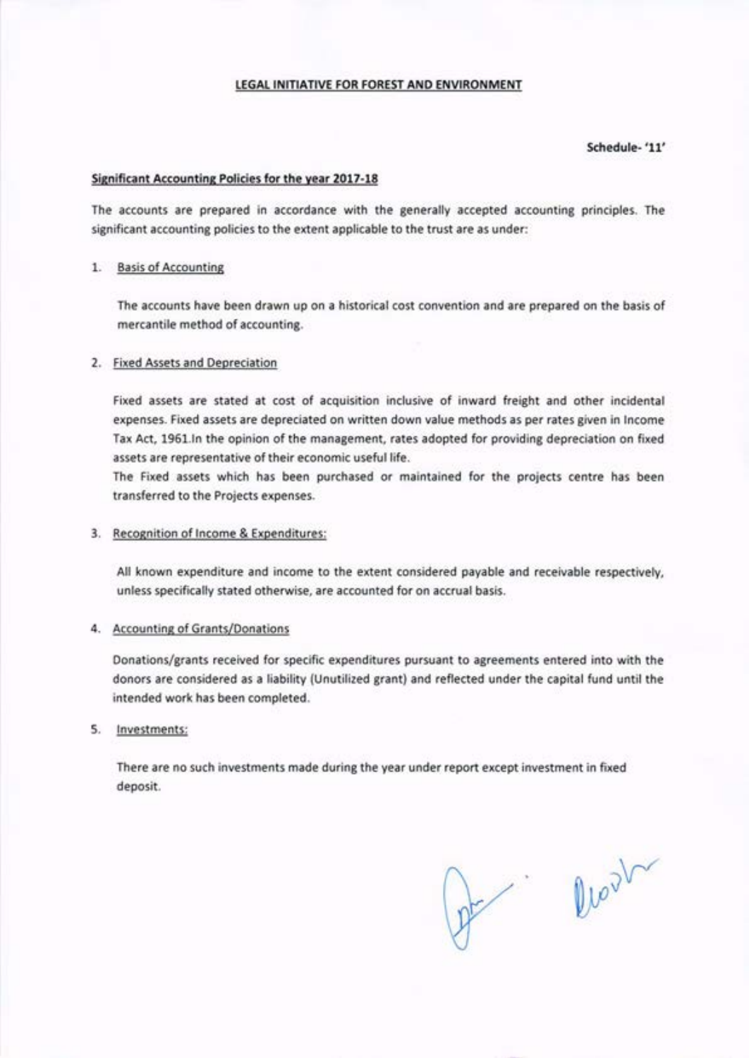**LEGAL INITIATIVE FOR FOREST AND ENVIRONMENT**

**Schedule- '11'**

**Significant Accounting Policies for the year 2017-18**

The accounts are prepared in accordance with the generally accepted accounting principles. The significant accounting policies to the extent applicable to the trust are as under:

1. Basis of Accounting

   The accounts have been drawn up on a historical cost convention and are prepared on the basis of mercantile method of accounting.

2. Fixed Assets and Depreciation

   Fixed assets are stated at cost of acquisition inclusive of inward freight and other incidental expenses. Fixed assets are depreciated on written down value methods as per rates given in Income Tax Act, 1961.In the opinion of the management, rates adopted for providing depreciation on fixed assets are representative of their economic useful life.

   The Fixed assets which has been purchased or maintained for the projects centre has been transferred to the Projects expenses.

3. Recognition of Income & Expenditures:

   All known expenditure and income to the extent considered payable and receivable respectively, unless specifically stated otherwise, are accounted for on accrual basis.

4. Accounting of Grants/Donations

   Donations/grants received for specific expenditures pursuant to agreements entered into with the donors are considered as a liability (Unutilized grant) and reflected under the capital fund until the intended work has been completed.

5. Investments:

   There are no such investments made during the year under report except investment in fixed deposit.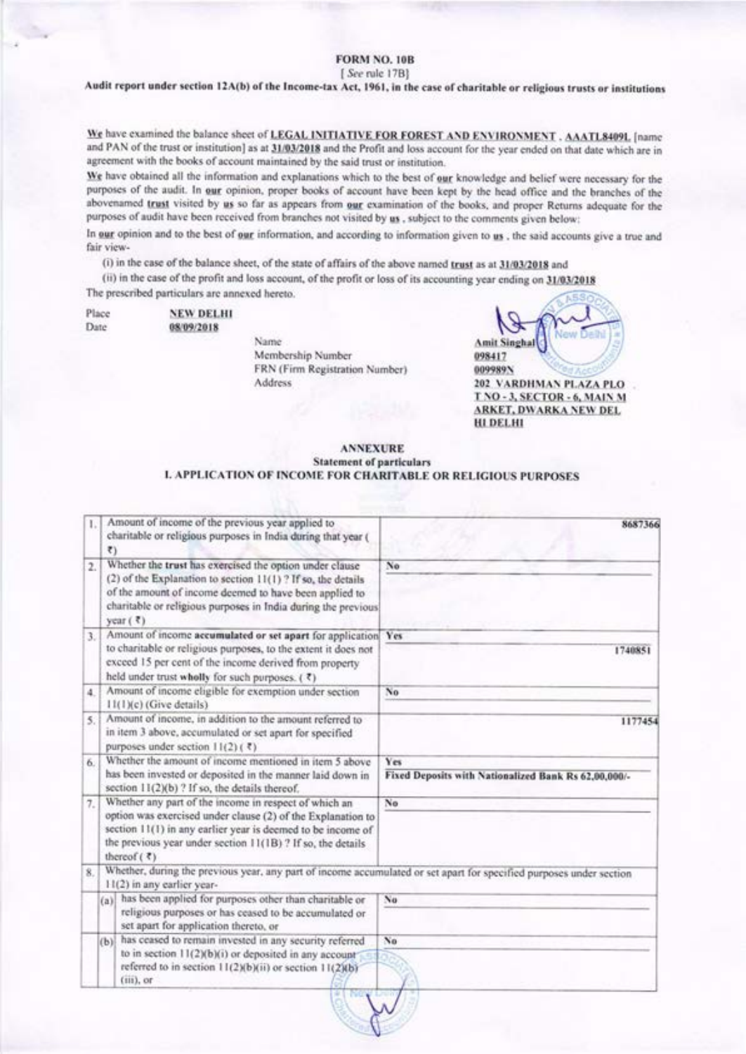# FORM NO. 10B

[ *See* rule 17B]

**Audit report under section 12A(b) of the Income-tax Act, 1961, in the case of charitable or religious trusts or institutions**

We have examined the balance sheet of **LEGAL INITIATIVE FOR FOREST AND ENVIRONMENT . AAATL8409L** [name and PAN of the trust or institution] as at **31/03/2018** and the Profit and loss account for the year ended on that date which are in agreement with the books of account maintained by the said trust or institution.

We have obtained all the information and explanations which to the best of our knowledge and belief were necessary for the purposes of the audit. In our opinion, proper books of account have been kept by the head office and the branches of the abovenamed trust visited by us so far as appears from our examination of the books, and proper Returns adequate for the purposes of audit have been received from branches not visited by us , subject to the comments given below:

In our opinion and to the best of our information, and according to information given to us , the said accounts give a true and fair view-

(i) in the case of the balance sheet, of the state of affairs of the above named trust as at **31/03/2018** and

(ii) in the case of the profit and loss account, of the profit or loss of its accounting year ending on **31/03/2018**

The prescribed particulars are annexed hereto.

Place **NEW DELHI**
Date **08/09/2018**

| | |
|---|---|
| Name | **Amit Singhal** |
| Membership Number | **098417** |
| FRN (Firm Registration Number) | **009989N** |
| Address | **202 VARDHMAN PLAZA PLOT NO - 3, SECTOR - 6, MAIN MARKET, DWARKA NEW DELHI DELHI** |

## ANNEXURE

### Statement of particulars

### I. APPLICATION OF INCOME FOR CHARITABLE OR RELIGIOUS PURPOSES

| | | |
|---|---|---|
| 1. | Amount of income of the previous year applied to charitable or religious purposes in India during that year ( ₹) | 8687366 |
| 2. | Whether the trust has exercised the option under clause (2) of the Explanation to section 11(1) ? If so, the details of the amount of income deemed to have been applied to charitable or religious purposes in India during the previous year ( ₹) | No |
| 3. | Amount of income **accumulated or set apart** for application to charitable or religious purposes, to the extent it does not exceed 15 per cent of the income derived from property held under trust **wholly** for such purposes. ( ₹) | Yes<br>1740851 |
| 4. | Amount of income eligible for exemption under section 11(1)(c) (Give details) | No |
| 5. | Amount of income, in addition to the amount referred to in item 3 above, accumulated or set apart for specified purposes under section 11(2) ( ₹) | 1177454 |
| 6. | Whether the amount of income mentioned in item 5 above has been invested or deposited in the manner laid down in section 11(2)(b) ? If so, the details thereof. | Yes<br>**Fixed Deposits with Nationalized Bank Rs 62,00,000/-** |
| 7. | Whether any part of the income in respect of which an option was exercised under clause (2) of the Explanation to section 11(1) in any earlier year is deemed to be income of the previous year under section 11(1B) ? If so, the details thereof ( ₹) | No |
| 8. | Whether, during the previous year, any part of income accumulated or set apart for specified purposes under section 11(2) in any earlier year- | |
| (a) | has been applied for purposes other than charitable or religious purposes or has ceased to be accumulated or set apart for application thereto, or | No |
| (b) | has ceased to remain invested in any security referred to in section 11(2)(b)(i) or deposited in any account referred to in section 11(2)(b)(ii) or section 11(2)(b)(iii), or | No |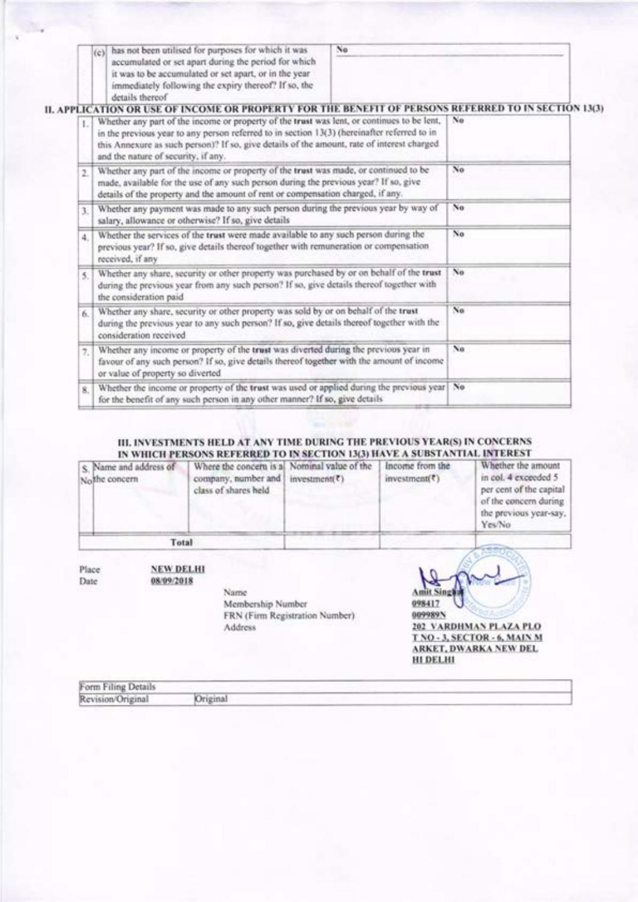| | | |
|---|---|---|
| (c) | has not been utilised for purposes for which it was accumulated or set apart during the period for which it was to be accumulated or set apart, or in the year immediately following the expiry thereof? If so, the details thereof | No |

## II. APPLICATION OR USE OF INCOME OR PROPERTY FOR THE BENEFIT OF PERSONS REFERRED TO IN SECTION 13(3)

| | | |
|---|---|---|
| 1. | Whether any part of the income or property of the **trust** was lent, or continues to be lent, in the previous year to any person referred to in section 13(3) (hereinafter referred to in this Annexure as such person)? If so, give details of the amount, rate of interest charged and the nature of security, if any. | No |
| 2. | Whether any part of the income or property of the **trust** was made, or continued to be made, available for the use of any such person during the previous year? If so, give details of the property and the amount of rent or compensation charged, if any. | No |
| 3. | Whether any payment was made to any such person during the previous year by way of salary, allowance or otherwise? If so, give details | No |
| 4. | Whether the services of the **trust** were made available to any such person during the previous year? If so, give details thereof together with remuneration or compensation received, if any | No |
| 5. | Whether any share, security or other property was purchased by or on behalf of the **trust** during the previous year from any such person? If so, give details thereof together with the consideration paid | No |
| 6. | Whether any share, security or other property was sold by or on behalf of the **trust** during the previous year to any such person? If so, give details thereof together with the consideration received | No |
| 7. | Whether any income or property of the **trust** was diverted during the previous year in favour of any such person? If so, give details thereof together with the amount of income or value of property so diverted | No |
| 8. | Whether the income or property of the **trust** was used or applied during the previous year for the benefit of any such person in any other manner? If so, give details | No |

## III. INVESTMENTS HELD AT ANY TIME DURING THE PREVIOUS YEAR(S) IN CONCERNS IN WHICH PERSONS REFERRED TO IN SECTION 13(3) HAVE A SUBSTANTIAL INTEREST

| S. No | Name and address of the concern | Where the concern is a company, number and class of shares held | Nominal value of the investment(₹) | Income from the investment(₹) | Whether the amount in col. 4 exceeded 5 per cent of the capital of the concern during the previous year-say, Yes/No |
|---|---|---|---|---|---|
| | | | | | |
| | Total | | | | |

Place **NEW DELHI**
Date **08/09/2018**

| | |
|---|---|
| Name | **Amit Singh** |
| Membership Number | **098417** |
| FRN (Firm Registration Number) | **009989N** |
| Address | **202 VARDHMAN PLAZA PLOT NO - 3, SECTOR - 6, MAIN MARKET, DWARKA NEW DELHI DELHI** |

| Form Filing Details | |
|---|---|
| Revision/Original | Original |